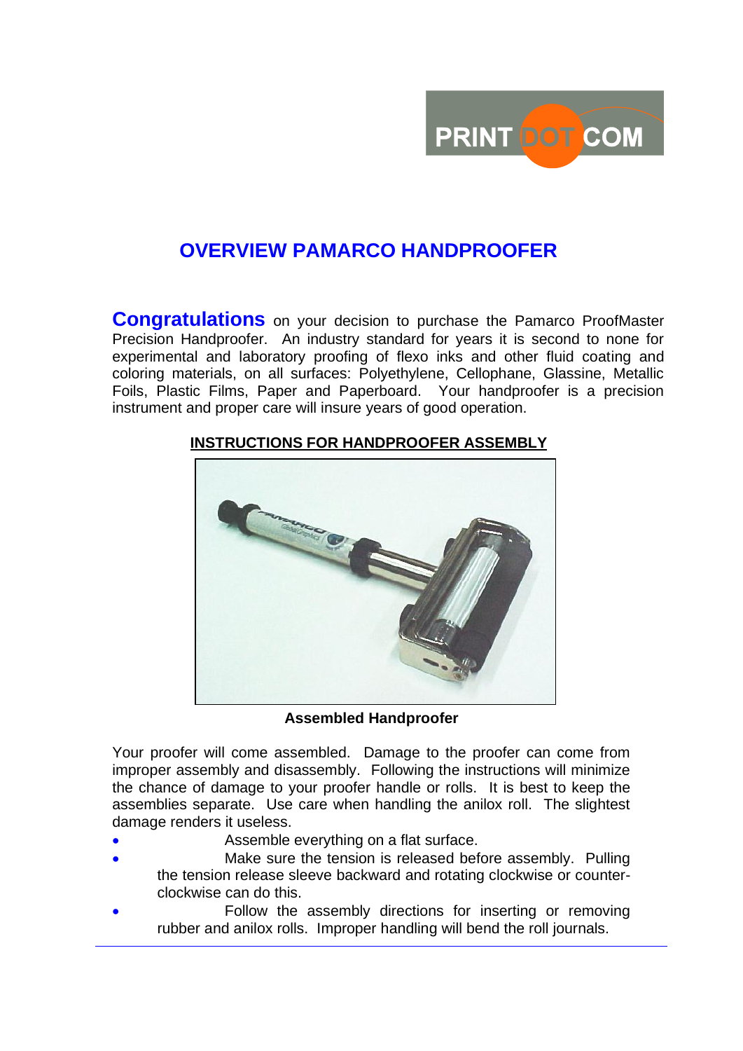# OVERVIEW PAMARCO HANDPROOFER

**Congratulations** on your decision to purchase the Pamarco ProofMaster Precision Handproofer. An industry standard for years it is second to none for experimental and laboratory proofing of flexo inks and other fluid coating and coloring materials, on all surfaces: Polyethylene, Cellophane, Glassine, Metallic Foils, Plastic Films, Paper and Paperboard. Your handproofer is a precision instrument and proper care will insure years of good operation.

## INSTRUCTIONS FOR HANDPROOFER ASSEMBLY

**Assembled Handproofer**

Your proofer will come assembled. Damage to the proofer can come from improper assembly and disassembly. Following the instructions will minimize the chance of damage to your proofer handle or rolls. It is best to keep the assemblies separate. Use care when handling the anilox roll. The slightest damage renders it useless.

- Assemble everything on a flat surface.
- Make sure the tension is released before assembly. Pulling the tension release sleeve backward and rotating clockwise or counter-clockwise can do this.
- Follow the assembly directions for inserting or removing rubber and anilox rolls. Improper handling will bend the roll journals.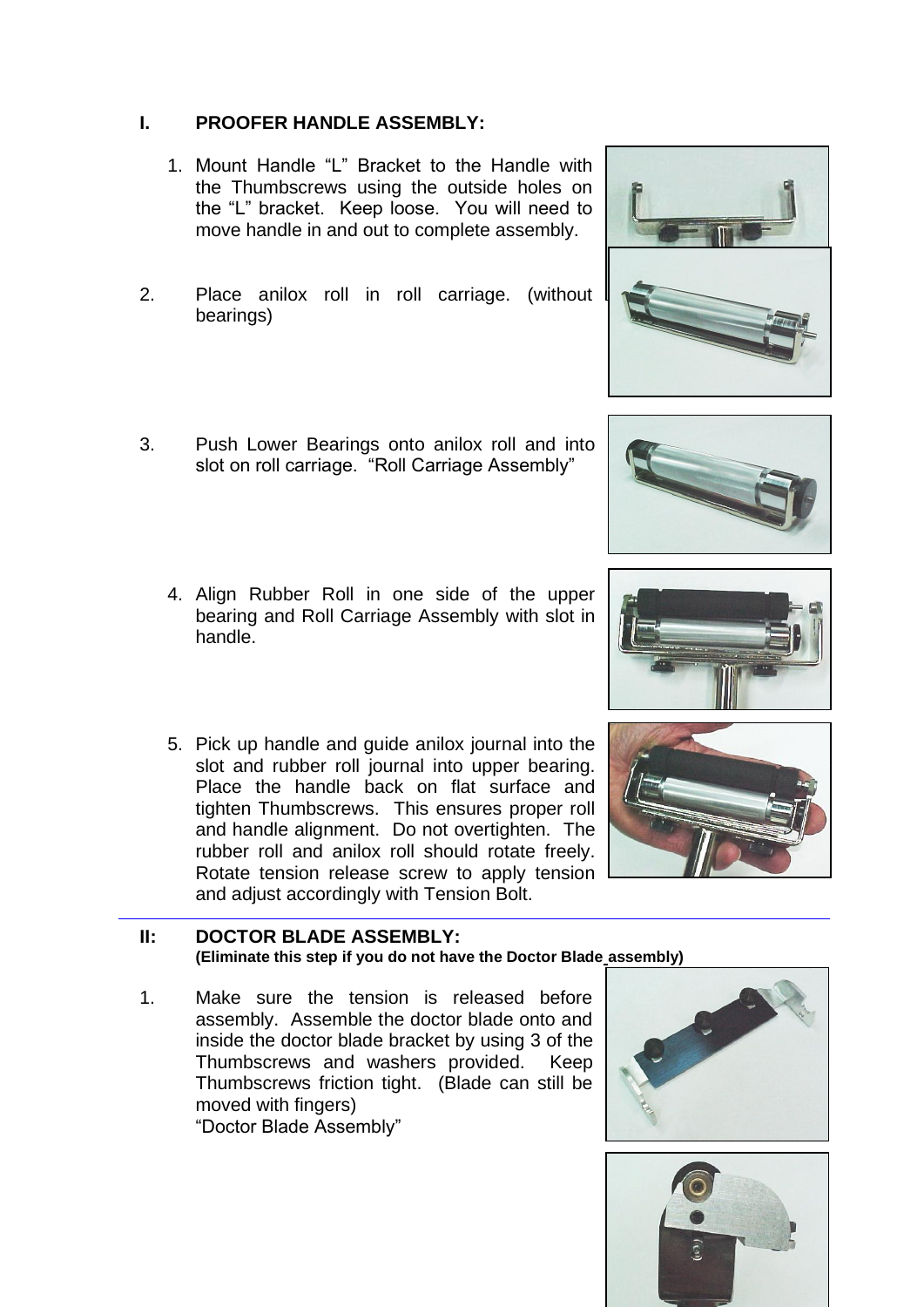## I. PROOFER HANDLE ASSEMBLY:

1. Mount Handle “L” Bracket to the Handle with the Thumbscrews using the outside holes on the “L” bracket. Keep loose. You will need to move handle in and out to complete assembly.

2. Place anilox roll in roll carriage. (without bearings)

3. Push Lower Bearings onto anilox roll and into slot on roll carriage. “Roll Carriage Assembly”

4. Align Rubber Roll in one side of the upper bearing and Roll Carriage Assembly with slot in handle.

5. Pick up handle and guide anilox journal into the slot and rubber roll journal into upper bearing. Place the handle back on flat surface and tighten Thumbscrews. This ensures proper roll and handle alignment. Do not overtighten. The rubber roll and anilox roll should rotate freely. Rotate tension release screw to apply tension and adjust accordingly with Tension Bolt.

---

## II: DOCTOR BLADE ASSEMBLY:

**(Eliminate this step if you do not have the Doctor Blade assembly)**

1. Make sure the tension is released before assembly. Assemble the doctor blade onto and inside the doctor blade bracket by using 3 of the Thumbscrews and washers provided. Keep Thumbscrews friction tight. (Blade can still be moved with fingers)
   “Doctor Blade Assembly”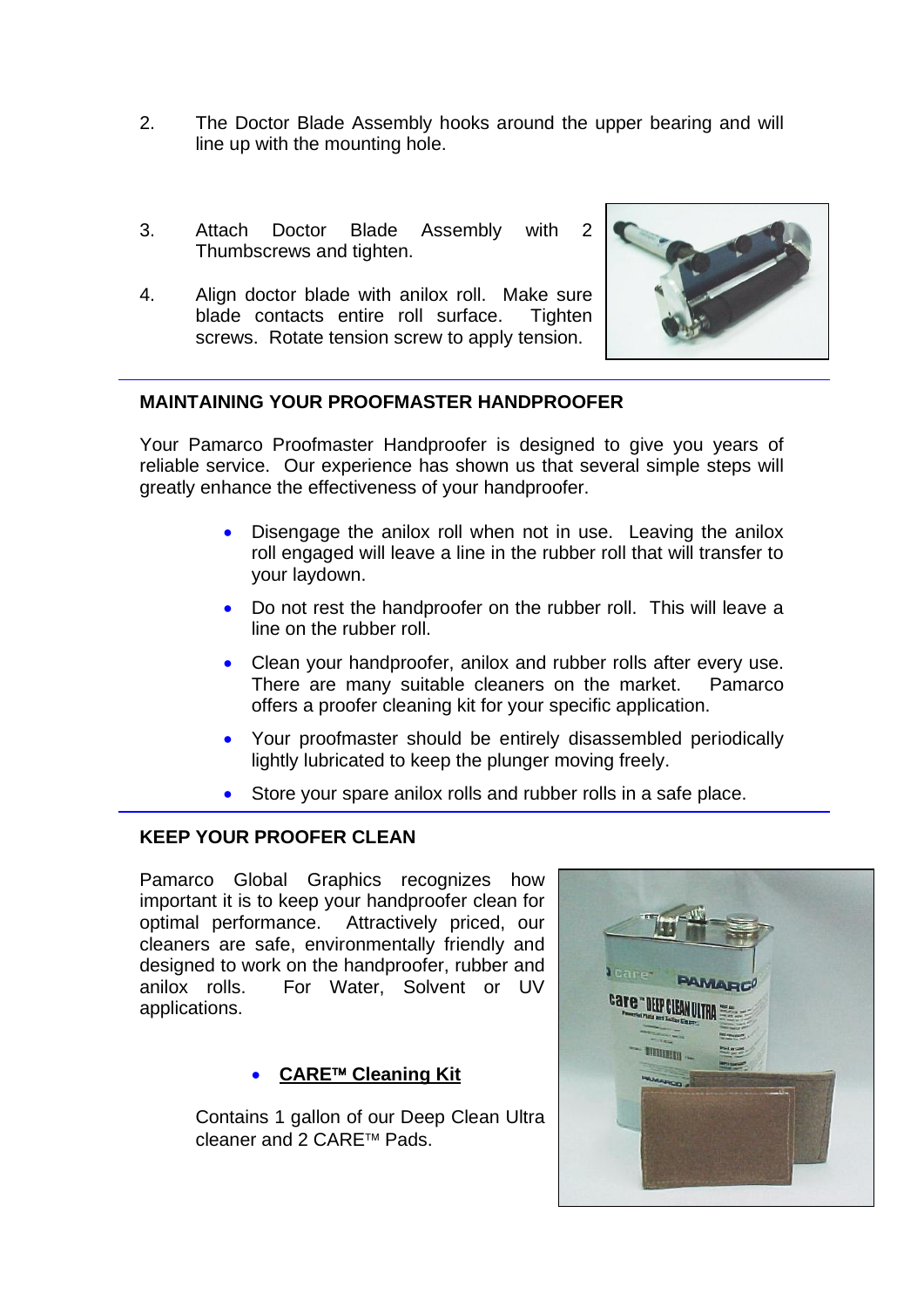2. The Doctor Blade Assembly hooks around the upper bearing and will line up with the mounting hole.

3. Attach Doctor Blade Assembly with 2 Thumbscrews and tighten.

4. Align doctor blade with anilox roll. Make sure blade contacts entire roll surface. Tighten screws. Rotate tension screw to apply tension.

## MAINTAINING YOUR PROOFMASTER HANDPROOFER

Your Pamarco Proofmaster Handproofer is designed to give you years of reliable service. Our experience has shown us that several simple steps will greatly enhance the effectiveness of your handproofer.

- Disengage the anilox roll when not in use. Leaving the anilox roll engaged will leave a line in the rubber roll that will transfer to your laydown.
- Do not rest the handproofer on the rubber roll. This will leave a line on the rubber roll.
- Clean your handproofer, anilox and rubber rolls after every use. There are many suitable cleaners on the market. Pamarco offers a proofer cleaning kit for your specific application.
- Your proofmaster should be entirely disassembled periodically lightly lubricated to keep the plunger moving freely.
- Store your spare anilox rolls and rubber rolls in a safe place.

## KEEP YOUR PROOFER CLEAN

Pamarco Global Graphics recognizes how important it is to keep your handproofer clean for optimal performance. Attractively priced, our cleaners are safe, environmentally friendly and designed to work on the handproofer, rubber and anilox rolls. For Water, Solvent or UV applications.

- **CARE™ Cleaning Kit**

Contains 1 gallon of our Deep Clean Ultra cleaner and 2 CARE™ Pads.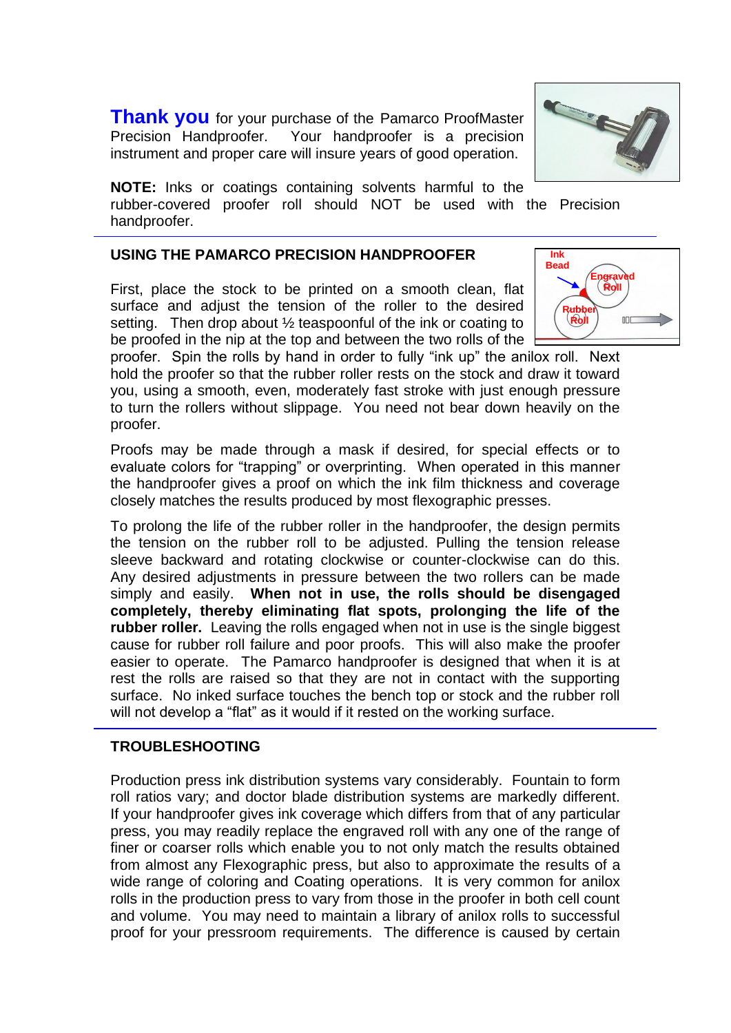**Thank you** for your purchase of the Pamarco ProofMaster Precision Handproofer. Your handproofer is a precision instrument and proper care will insure years of good operation.

**NOTE:** Inks or coatings containing solvents harmful to the rubber-covered proofer roll should NOT be used with the Precision handproofer.

## USING THE PAMARCO PRECISION HANDPROOFER

First, place the stock to be printed on a smooth clean, flat surface and adjust the tension of the roller to the desired setting. Then drop about ½ teaspoonful of the ink or coating to be proofed in the nip at the top and between the two rolls of the proofer. Spin the rolls by hand in order to fully "ink up" the anilox roll. Next hold the proofer so that the rubber roller rests on the stock and draw it toward you, using a smooth, even, moderately fast stroke with just enough pressure to turn the rollers without slippage. You need not bear down heavily on the proofer.

Proofs may be made through a mask if desired, for special effects or to evaluate colors for "trapping" or overprinting. When operated in this manner the handproofer gives a proof on which the ink film thickness and coverage closely matches the results produced by most flexographic presses.

To prolong the life of the rubber roller in the handproofer, the design permits the tension on the rubber roll to be adjusted. Pulling the tension release sleeve backward and rotating clockwise or counter-clockwise can do this. Any desired adjustments in pressure between the two rollers can be made simply and easily. **When not in use, the rolls should be disengaged completely, thereby eliminating flat spots, prolonging the life of the rubber roller.** Leaving the rolls engaged when not in use is the single biggest cause for rubber roll failure and poor proofs. This will also make the proofer easier to operate. The Pamarco handproofer is designed that when it is at rest the rolls are raised so that they are not in contact with the supporting surface. No inked surface touches the bench top or stock and the rubber roll will not develop a "flat" as it would if it rested on the working surface.

## TROUBLESHOOTING

Production press ink distribution systems vary considerably. Fountain to form roll ratios vary; and doctor blade distribution systems are markedly different. If your handproofer gives ink coverage which differs from that of any particular press, you may readily replace the engraved roll with any one of the range of finer or coarser rolls which enable you to not only match the results obtained from almost any Flexographic press, but also to approximate the results of a wide range of coloring and Coating operations. It is very common for anilox rolls in the production press to vary from those in the proofer in both cell count and volume. You may need to maintain a library of anilox rolls to successful proof for your pressroom requirements. The difference is caused by certain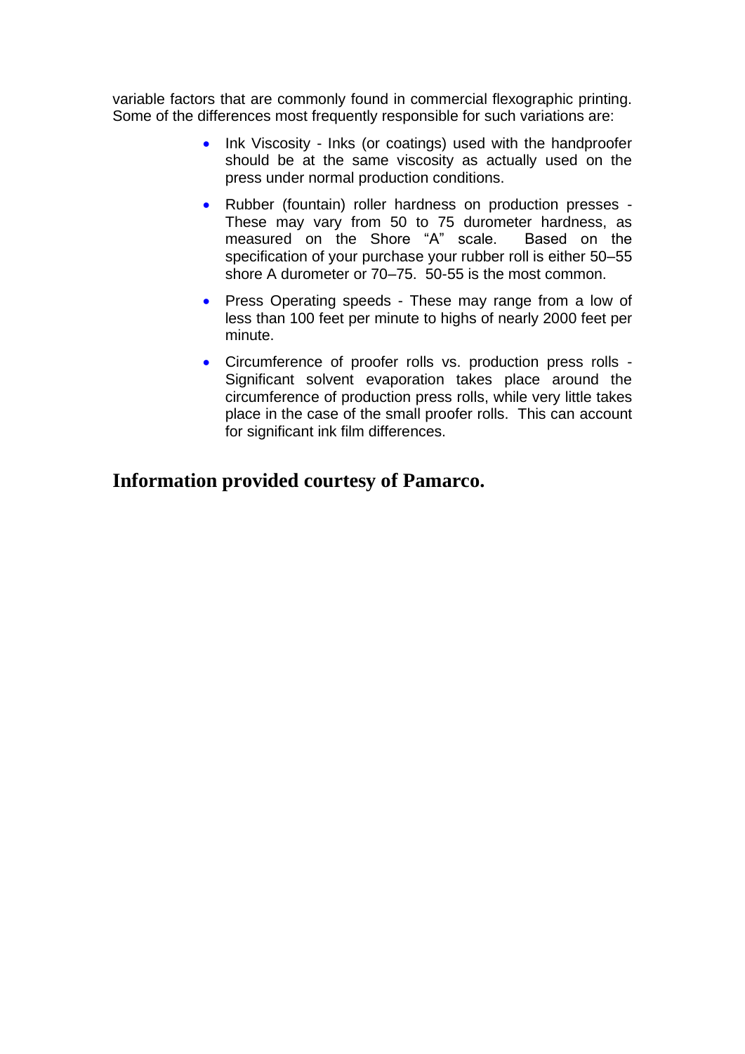variable factors that are commonly found in commercial flexographic printing. Some of the differences most frequently responsible for such variations are:

- Ink Viscosity - Inks (or coatings) used with the handproofer should be at the same viscosity as actually used on the press under normal production conditions.
- Rubber (fountain) roller hardness on production presses - These may vary from 50 to 75 durometer hardness, as measured on the Shore "A" scale. Based on the specification of your purchase your rubber roll is either 50–55 shore A durometer or 70–75. 50-55 is the most common.
- Press Operating speeds - These may range from a low of less than 100 feet per minute to highs of nearly 2000 feet per minute.
- Circumference of proofer rolls vs. production press rolls - Significant solvent evaporation takes place around the circumference of production press rolls, while very little takes place in the case of the small proofer rolls. This can account for significant ink film differences.

## Information provided courtesy of Pamarco.